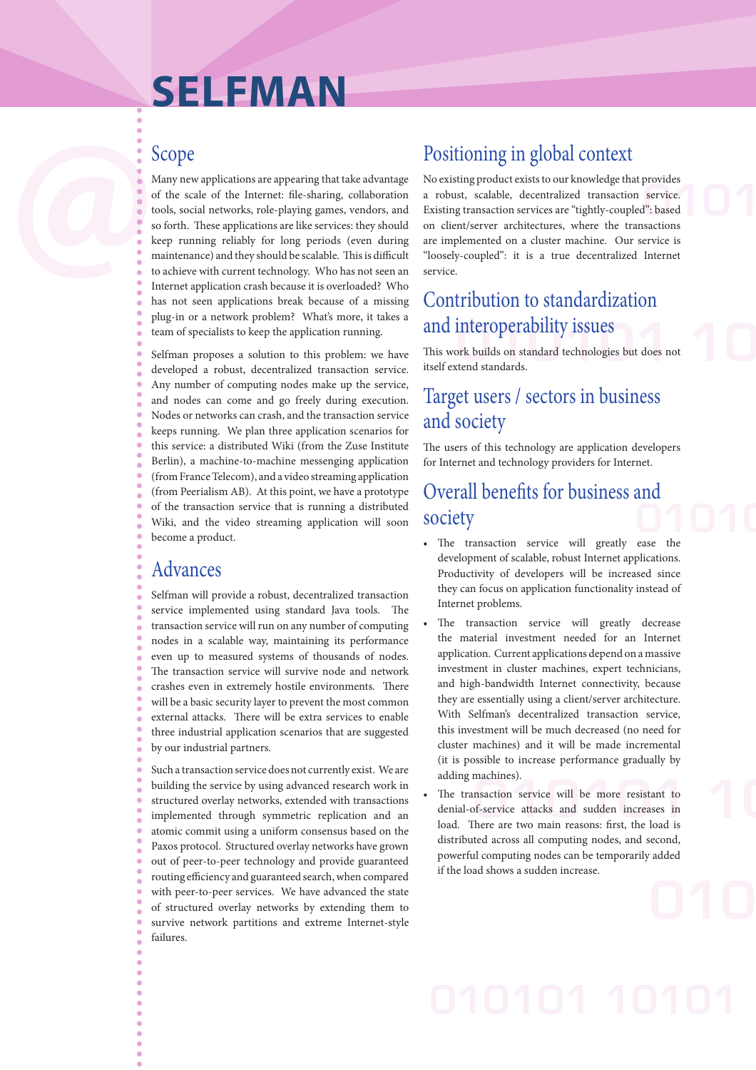# SELFMAN

## Scope

Many new applications are appearing that take advantage of the scale of the Internet: file-sharing, collaboration tools, social networks, role-playing games, vendors, and so forth. These applications are like services: they should keep running reliably for long periods (even during maintenance) and they should be scalable. This is difficult to achieve with current technology. Who has not seen an Internet application crash because it is overloaded? Who has not seen applications break because of a missing plug-in or a network problem? What's more, it takes a team of specialists to keep the application running.

Selfman proposes a solution to this problem: we have developed a robust, decentralized transaction service. Any number of computing nodes make up the service, and nodes can come and go freely during execution. Nodes or networks can crash, and the transaction service keeps running. We plan three application scenarios for this service: a distributed Wiki (from the Zuse Institute Berlin), a machine-to-machine messenging application (from France Telecom), and a video streaming application (from Peerialism AB). At this point, we have a prototype of the transaction service that is running a distributed Wiki, and the video streaming application will soon become a product.

## Advances

Selfman will provide a robust, decentralized transaction service implemented using standard Java tools. The transaction service will run on any number of computing nodes in a scalable way, maintaining its performance even up to measured systems of thousands of nodes. The transaction service will survive node and network crashes even in extremely hostile environments. There will be a basic security layer to prevent the most common external attacks. There will be extra services to enable three industrial application scenarios that are suggested by our industrial partners.

Such a transaction service does not currently exist. We are building the service by using advanced research work in structured overlay networks, extended with transactions implemented through symmetric replication and an atomic commit using a uniform consensus based on the Paxos protocol. Structured overlay networks have grown out of peer-to-peer technology and provide guaranteed routing efficiency and guaranteed search, when compared with peer-to-peer services. We have advanced the state of structured overlay networks by extending them to survive network partitions and extreme Internet-style failures.

## Positioning in global context

No existing product exists to our knowledge that provides a robust, scalable, decentralized transaction service. Existing transaction services are "tightly-coupled": based on client/server architectures, where the transactions are implemented on a cluster machine. Our service is "loosely-coupled": it is a true decentralized Internet service.

## Contribution to standardization and interoperability issues

This work builds on standard technologies but does not itself extend standards.

## Target users / sectors in business and society

The users of this technology are application developers for Internet and technology providers for Internet.

## Overall benefits for business and society

- The transaction service will greatly ease the development of scalable, robust Internet applications. Productivity of developers will be increased since they can focus on application functionality instead of Internet problems.
- The transaction service will greatly decrease the material investment needed for an Internet application. Current applications depend on a massive investment in cluster machines, expert technicians, and high-bandwidth Internet connectivity, because they are essentially using a client/server architecture. With Selfman's decentralized transaction service, this investment will be much decreased (no need for cluster machines) and it will be made incremental (it is possible to increase performance gradually by adding machines).
- The transaction service will be more resistant to denial-of-service attacks and sudden increases in load. There are two main reasons: first, the load is distributed across all computing nodes, and second, powerful computing nodes can be temporarily added if the load shows a sudden increase.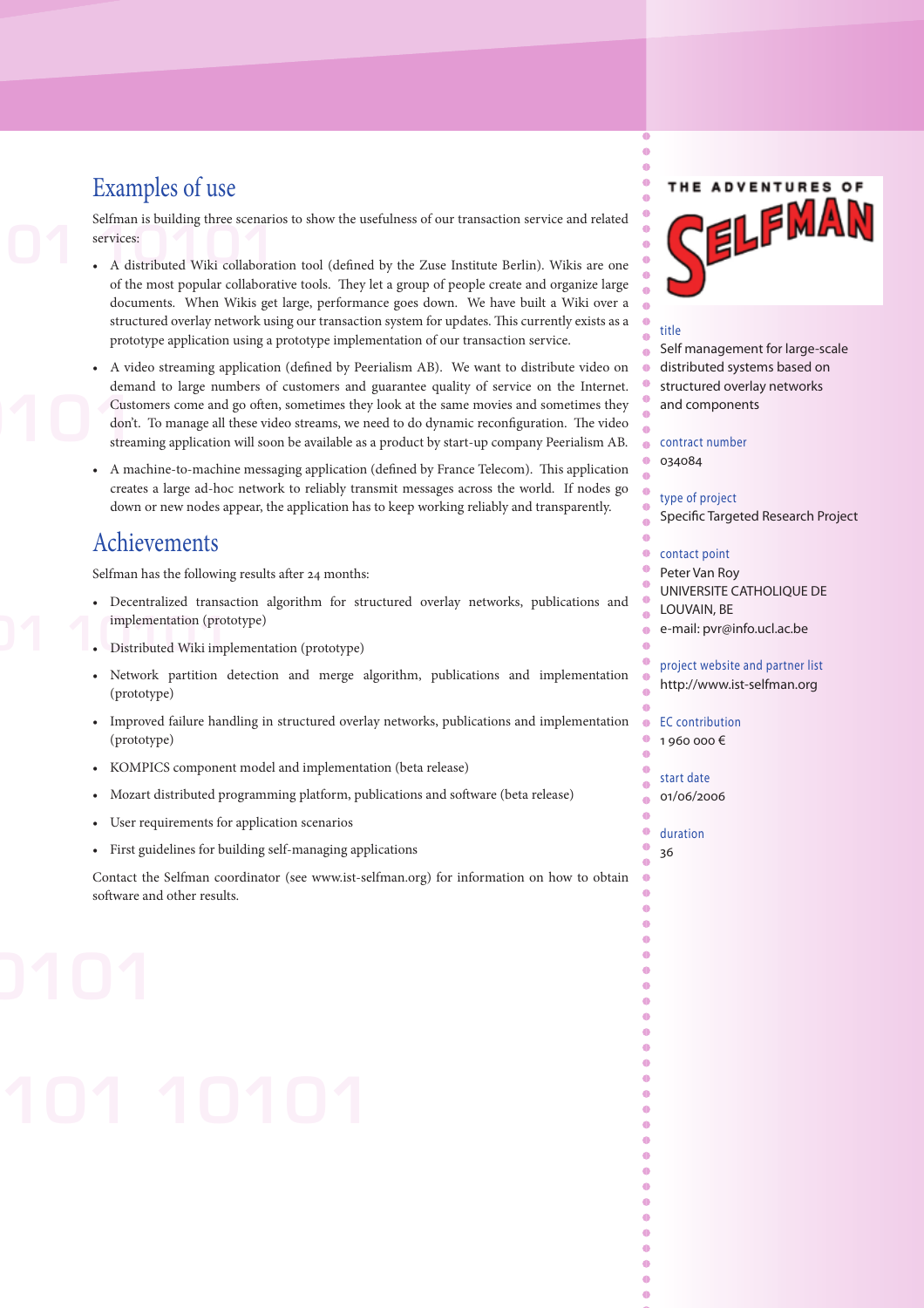## Examples of use

Selfman is building three scenarios to show the usefulness of our transaction service and related services:

- A distributed Wiki collaboration tool (defined by the Zuse Institute Berlin). Wikis are one of the most popular collaborative tools. They let a group of people create and organize large documents. When Wikis get large, performance goes down. We have built a Wiki over a structured overlay network using our transaction system for updates. This currently exists as a prototype application using a prototype implementation of our transaction service.
- A video streaming application (defined by Peerialism AB). We want to distribute video on demand to large numbers of customers and guarantee quality of service on the Internet. Customers come and go often, sometimes they look at the same movies and sometimes they don't. To manage all these video streams, we need to do dynamic reconfiguration. The video streaming application will soon be available as a product by start-up company Peerialism AB.
- A machine-to-machine messaging application (defined by France Telecom). This application creates a large ad-hoc network to reliably transmit messages across the world. If nodes go down or new nodes appear, the application has to keep working reliably and transparently.

## Achievements

Selfman has the following results after 24 months:

- Decentralized transaction algorithm for structured overlay networks, publications and implementation (prototype)
- Distributed Wiki implementation (prototype)
- Network partition detection and merge algorithm, publications and implementation (prototype)
- Improved failure handling in structured overlay networks, publications and implementation (prototype)
- KOMPICS component model and implementation (beta release)
- Mozart distributed programming platform, publications and software (beta release)
- User requirements for application scenarios
- First guidelines for building self-managing applications

Contact the Selfman coordinator (see www.ist-selfman.org) for information on how to obtain software and other results.

THE ADVENTURES OF SELFMAN

title
Self management for large-scale distributed systems based on structured overlay networks and components

contract number
034084

type of project
Specific Targeted Research Project

contact point
Peter Van Roy
UNIVERSITE CATHOLIQUE DE LOUVAIN, BE
e-mail: pvr@info.ucl.ac.be

project website and partner list
http://www.ist-selfman.org

EC contribution
1 960 000 €

start date
01/06/2006

duration
36